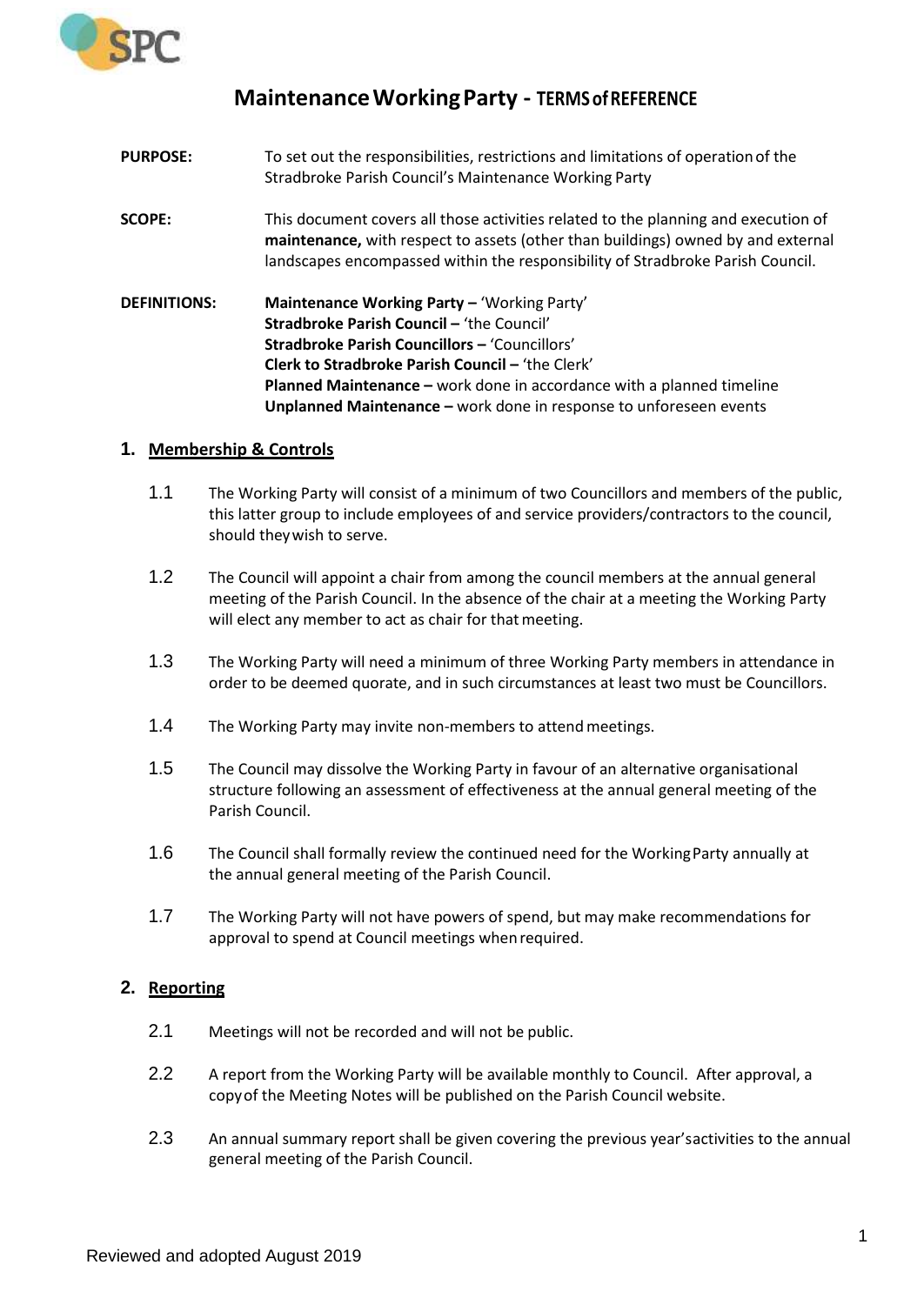# Maintenance Working Party - TERMS of REFERENCE

**PURPOSE:** To set out the responsibilities, restrictions and limitations of operation of the Stradbroke Parish Council's Maintenance Working Party

**SCOPE:** This document covers all those activities related to the planning and execution of **maintenance,** with respect to assets (other than buildings) owned by and external landscapes encompassed within the responsibility of Stradbroke Parish Council.

**DEFINITIONS:**
**Maintenance Working Party –** 'Working Party'
**Stradbroke Parish Council –** 'the Council'
**Stradbroke Parish Councillors –** 'Councillors'
**Clerk to Stradbroke Parish Council –** 'the Clerk'
**Planned Maintenance –** work done in accordance with a planned timeline
**Unplanned Maintenance –** work done in response to unforeseen events

## 1. Membership & Controls

1.1 The Working Party will consist of a minimum of two Councillors and members of the public, this latter group to include employees of and service providers/contractors to the council, should they wish to serve.

1.2 The Council will appoint a chair from among the council members at the annual general meeting of the Parish Council. In the absence of the chair at a meeting the Working Party will elect any member to act as chair for that meeting.

1.3 The Working Party will need a minimum of three Working Party members in attendance in order to be deemed quorate, and in such circumstances at least two must be Councillors.

1.4 The Working Party may invite non-members to attend meetings.

1.5 The Council may dissolve the Working Party in favour of an alternative organisational structure following an assessment of effectiveness at the annual general meeting of the Parish Council.

1.6 The Council shall formally review the continued need for the Working Party annually at the annual general meeting of the Parish Council.

1.7 The Working Party will not have powers of spend, but may make recommendations for approval to spend at Council meetings when required.

## 2. Reporting

2.1 Meetings will not be recorded and will not be public.

2.2 A report from the Working Party will be available monthly to Council. After approval, a copy of the Meeting Notes will be published on the Parish Council website.

2.3 An annual summary report shall be given covering the previous year's activities to the annual general meeting of the Parish Council.

Reviewed and adopted August 2019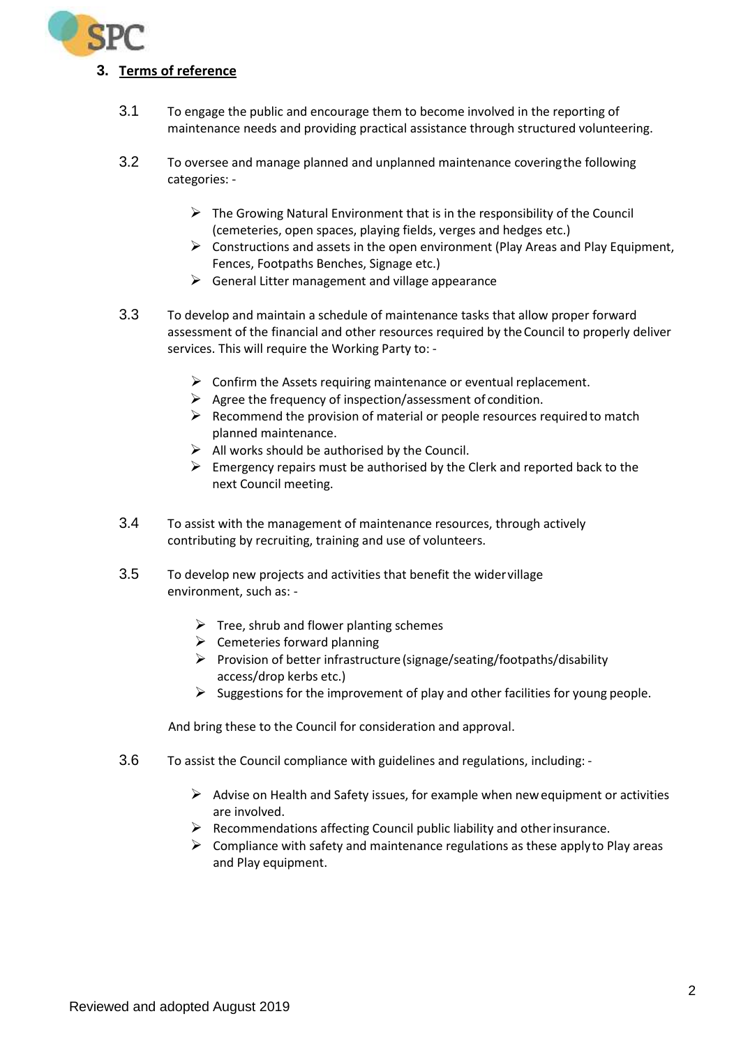## 3. Terms of reference

3.1 To engage the public and encourage them to become involved in the reporting of maintenance needs and providing practical assistance through structured volunteering.

3.2 To oversee and manage planned and unplanned maintenance covering the following categories: -

- The Growing Natural Environment that is in the responsibility of the Council (cemeteries, open spaces, playing fields, verges and hedges etc.)
- Constructions and assets in the open environment (Play Areas and Play Equipment, Fences, Footpaths Benches, Signage etc.)
- General Litter management and village appearance

3.3 To develop and maintain a schedule of maintenance tasks that allow proper forward assessment of the financial and other resources required by the Council to properly deliver services. This will require the Working Party to: -

- Confirm the Assets requiring maintenance or eventual replacement.
- Agree the frequency of inspection/assessment of condition.
- Recommend the provision of material or people resources required to match planned maintenance.
- All works should be authorised by the Council.
- Emergency repairs must be authorised by the Clerk and reported back to the next Council meeting.

3.4 To assist with the management of maintenance resources, through actively contributing by recruiting, training and use of volunteers.

3.5 To develop new projects and activities that benefit the wider village environment, such as: -

- Tree, shrub and flower planting schemes
- Cemeteries forward planning
- Provision of better infrastructure (signage/seating/footpaths/disability access/drop kerbs etc.)
- Suggestions for the improvement of play and other facilities for young people.

And bring these to the Council for consideration and approval.

3.6 To assist the Council compliance with guidelines and regulations, including: -

- Advise on Health and Safety issues, for example when new equipment or activities are involved.
- Recommendations affecting Council public liability and other insurance.
- Compliance with safety and maintenance regulations as these apply to Play areas and Play equipment.

Reviewed and adopted August 2019